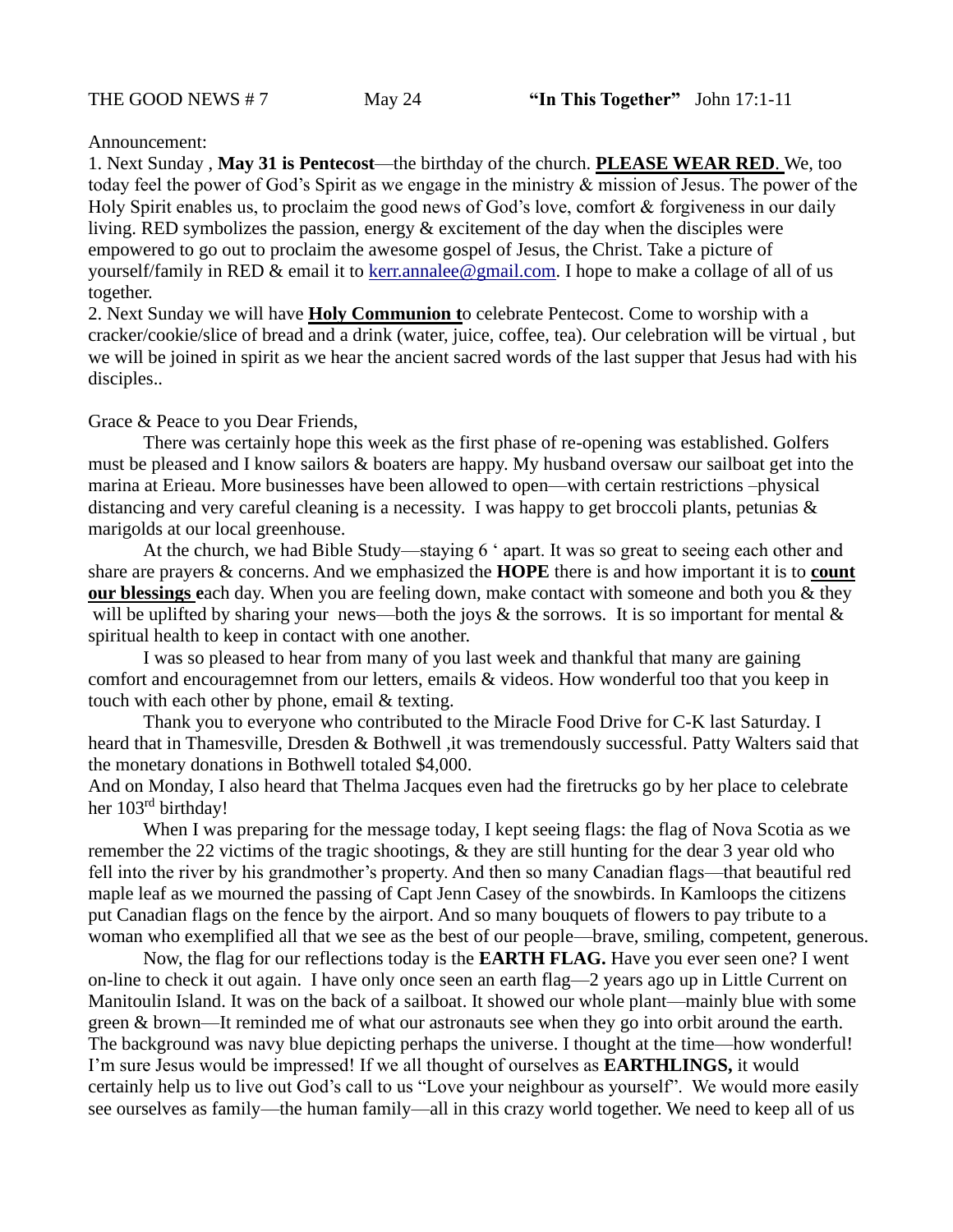THE GOOD NEWS # 7 May 24 **"In This Together"** John 17:1-11

Announcement:

1. Next Sunday , **May 31 is Pentecost**—the birthday of the church. **PLEASE WEAR RED**. We, too today feel the power of God's Spirit as we engage in the ministry & mission of Jesus. The power of the Holy Spirit enables us, to proclaim the good news of God's love, comfort & forgiveness in our daily living. RED symbolizes the passion, energy & excitement of the day when the disciples were empowered to go out to proclaim the awesome gospel of Jesus, the Christ. Take a picture of yourself/family in RED & email it to kerr.annalee@gmail.com. I hope to make a collage of all of us together.
2. Next Sunday we will have **Holy Communion t**o celebrate Pentecost. Come to worship with a cracker/cookie/slice of bread and a drink (water, juice, coffee, tea). Our celebration will be virtual , but we will be joined in spirit as we hear the ancient sacred words of the last supper that Jesus had with his disciples..

Grace & Peace to you Dear Friends,

There was certainly hope this week as the first phase of re-opening was established. Golfers must be pleased and I know sailors & boaters are happy. My husband oversaw our sailboat get into the marina at Erieau. More businesses have been allowed to open—with certain restrictions –physical distancing and very careful cleaning is a necessity. I was happy to get broccoli plants, petunias & marigolds at our local greenhouse.

At the church, we had Bible Study—staying 6 ' apart. It was so great to seeing each other and share are prayers & concerns. And we emphasized the **HOPE** there is and how important it is to **count our blessings e**ach day. When you are feeling down, make contact with someone and both you & they will be uplifted by sharing your news—both the joys & the sorrows. It is so important for mental & spiritual health to keep in contact with one another.

I was so pleased to hear from many of you last week and thankful that many are gaining comfort and encouragemnet from our letters, emails & videos. How wonderful too that you keep in touch with each other by phone, email & texting.

Thank you to everyone who contributed to the Miracle Food Drive for C-K last Saturday. I heard that in Thamesville, Dresden & Bothwell ,it was tremendously successful. Patty Walters said that the monetary donations in Bothwell totaled $4,000.

And on Monday, I also heard that Thelma Jacques even had the firetrucks go by her place to celebrate her 103rd birthday!

When I was preparing for the message today, I kept seeing flags: the flag of Nova Scotia as we remember the 22 victims of the tragic shootings, & they are still hunting for the dear 3 year old who fell into the river by his grandmother's property. And then so many Canadian flags—that beautiful red maple leaf as we mourned the passing of Capt Jenn Casey of the snowbirds. In Kamloops the citizens put Canadian flags on the fence by the airport. And so many bouquets of flowers to pay tribute to a woman who exemplified all that we see as the best of our people—brave, smiling, competent, generous.

Now, the flag for our reflections today is the **EARTH FLAG.** Have you ever seen one? I went on-line to check it out again. I have only once seen an earth flag—2 years ago up in Little Current on Manitoulin Island. It was on the back of a sailboat. It showed our whole plant—mainly blue with some green & brown—It reminded me of what our astronauts see when they go into orbit around the earth. The background was navy blue depicting perhaps the universe. I thought at the time—how wonderful! I'm sure Jesus would be impressed! If we all thought of ourselves as **EARTHLINGS,** it would certainly help us to live out God's call to us "Love your neighbour as yourself". We would more easily see ourselves as family—the human family—all in this crazy world together. We need to keep all of us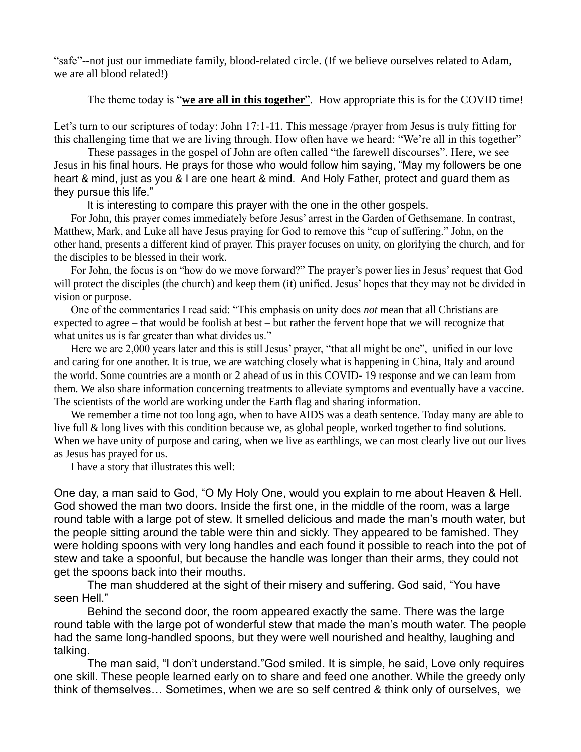"safe"--not just our immediate family, blood-related circle. (If we believe ourselves related to Adam, we are all blood related!)

The theme today is "**<u>we are all in this together</u>**". How appropriate this is for the COVID time!

Let's turn to our scriptures of today: John 17:1-11. This message /prayer from Jesus is truly fitting for this challenging time that we are living through. How often have we heard: "We're all in this together"

These passages in the gospel of John are often called "the farewell discourses". Here, we see Jesus in his final hours. He prays for those who would follow him saying, "May my followers be one heart & mind, just as you & I are one heart & mind. And Holy Father, protect and guard them as they pursue this life."

It is interesting to compare this prayer with the one in the other gospels.

For John, this prayer comes immediately before Jesus' arrest in the Garden of Gethsemane. In contrast, Matthew, Mark, and Luke all have Jesus praying for God to remove this "cup of suffering." John, on the other hand, presents a different kind of prayer. This prayer focuses on unity, on glorifying the church, and for the disciples to be blessed in their work.

For John, the focus is on "how do we move forward?" The prayer's power lies in Jesus' request that God will protect the disciples (the church) and keep them (it) unified. Jesus' hopes that they may not be divided in vision or purpose.

One of the commentaries I read said: "This emphasis on unity does *not* mean that all Christians are expected to agree – that would be foolish at best – but rather the fervent hope that we will recognize that what unites us is far greater than what divides us."

Here we are 2,000 years later and this is still Jesus' prayer, "that all might be one", unified in our love and caring for one another. It is true, we are watching closely what is happening in China, Italy and around the world. Some countries are a month or 2 ahead of us in this COVID- 19 response and we can learn from them. We also share information concerning treatments to alleviate symptoms and eventually have a vaccine. The scientists of the world are working under the Earth flag and sharing information.

We remember a time not too long ago, when to have AIDS was a death sentence. Today many are able to live full & long lives with this condition because we, as global people, worked together to find solutions. When we have unity of purpose and caring, when we live as earthlings, we can most clearly live out our lives as Jesus has prayed for us.

I have a story that illustrates this well:

One day, a man said to God, "O My Holy One, would you explain to me about Heaven & Hell. God showed the man two doors. Inside the first one, in the middle of the room, was a large round table with a large pot of stew. It smelled delicious and made the man's mouth water, but the people sitting around the table were thin and sickly. They appeared to be famished. They were holding spoons with very long handles and each found it possible to reach into the pot of stew and take a spoonful, but because the handle was longer than their arms, they could not get the spoons back into their mouths.

The man shuddered at the sight of their misery and suffering. God said, "You have seen Hell."

Behind the second door, the room appeared exactly the same. There was the large round table with the large pot of wonderful stew that made the man's mouth water. The people had the same long-handled spoons, but they were well nourished and healthy, laughing and talking.

The man said, "I don't understand."God smiled. It is simple, he said, Love only requires one skill. These people learned early on to share and feed one another. While the greedy only think of themselves… Sometimes, when we are so self centred & think only of ourselves, we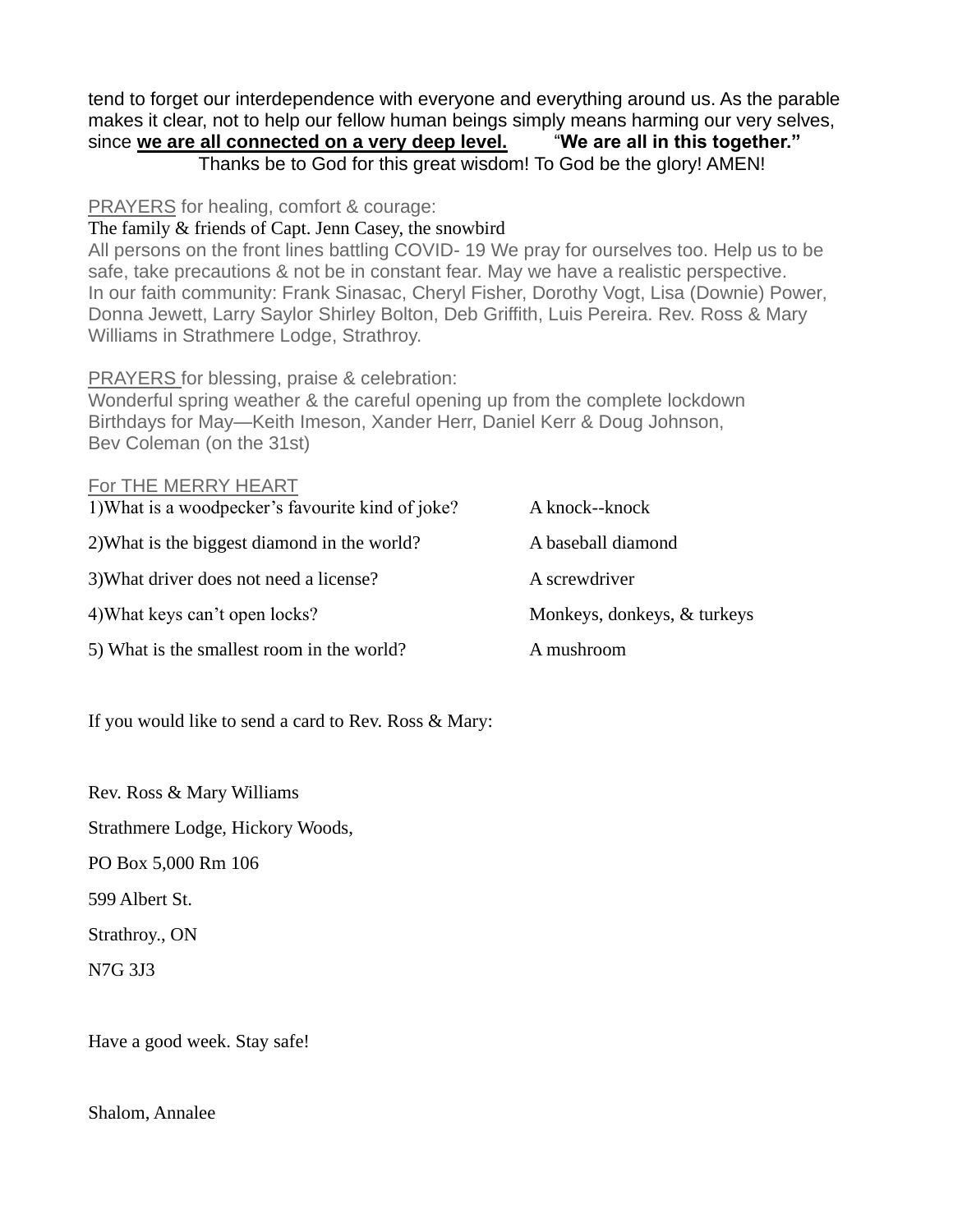tend to forget our interdependence with everyone and everything around us. As the parable makes it clear, not to help our fellow human beings simply means harming our very selves, since **we are all connected on a very deep level.** "**We are all in this together.**"

Thanks be to God for this great wisdom! To God be the glory! AMEN!

PRAYERS for healing, comfort & courage:

The family & friends of Capt. Jenn Casey, the snowbird

All persons on the front lines battling COVID- 19 We pray for ourselves too. Help us to be safe, take precautions & not be in constant fear. May we have a realistic perspective.

In our faith community: Frank Sinasac, Cheryl Fisher, Dorothy Vogt, Lisa (Downie) Power, Donna Jewett, Larry Saylor Shirley Bolton, Deb Griffith, Luis Pereira. Rev. Ross & Mary Williams in Strathmere Lodge, Strathroy.

PRAYERS for blessing, praise & celebration:

Wonderful spring weather & the careful opening up from the complete lockdown

Birthdays for May—Keith Imeson, Xander Herr, Daniel Kerr & Doug Johnson,
Bev Coleman (on the 31st)

For THE MERRY HEART

| | |
|---|---|
| 1)What is a woodpecker's favourite kind of joke? | A knock--knock |
| 2)What is the biggest diamond in the world? | A baseball diamond |
| 3)What driver does not need a license? | A screwdriver |
| 4)What keys can't open locks? | Monkeys, donkeys, & turkeys |
| 5) What is the smallest room in the world? | A mushroom |

If you would like to send a card to Rev. Ross & Mary:

Rev. Ross & Mary Williams

Strathmere Lodge, Hickory Woods,

PO Box 5,000 Rm 106

599 Albert St.

Strathroy., ON

N7G 3J3

Have a good week. Stay safe!

Shalom, Annalee